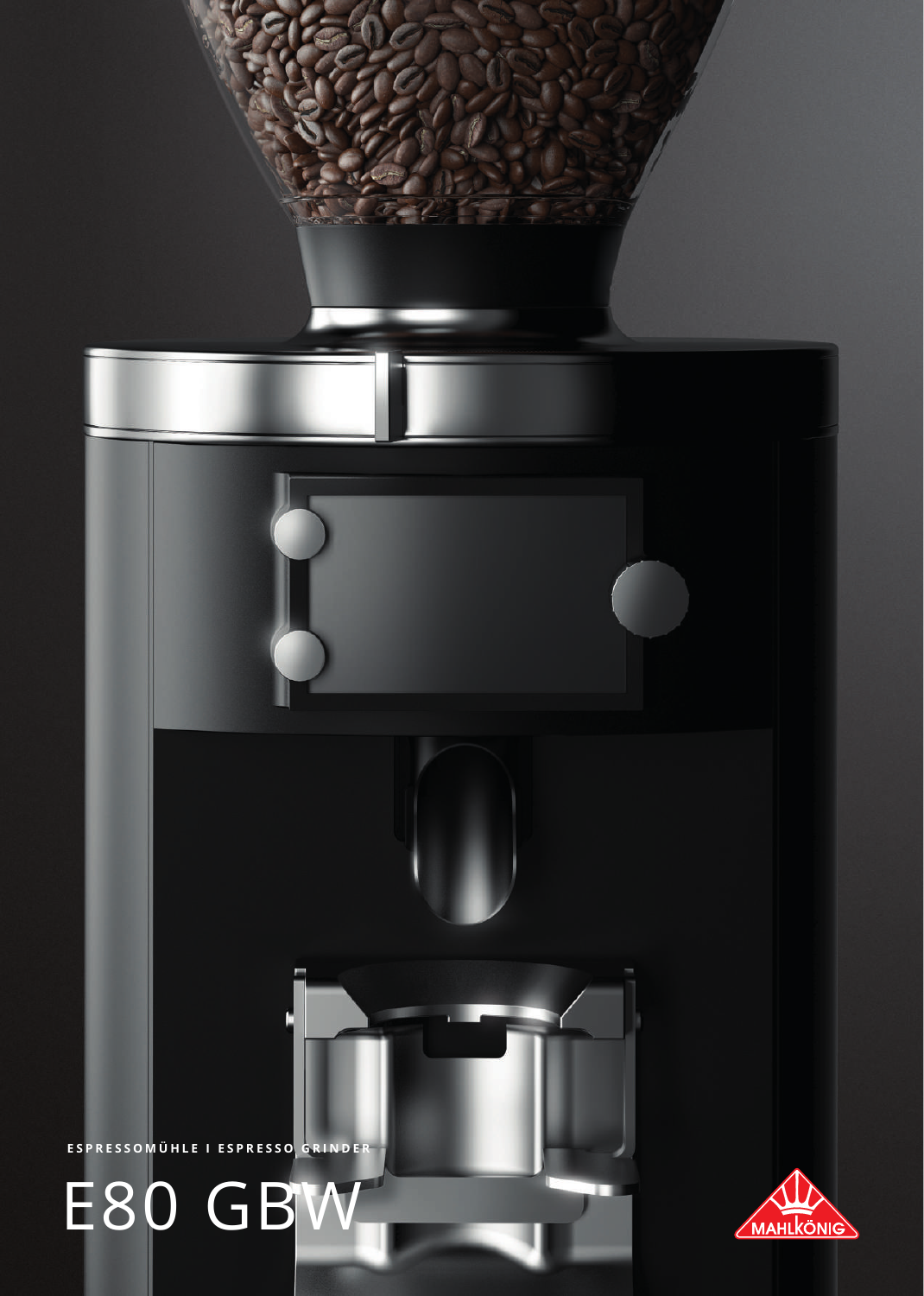ESPRESSOMÜHLE I ESPRESSO GRINDER

# E80 GBW

MAHLKÖNIG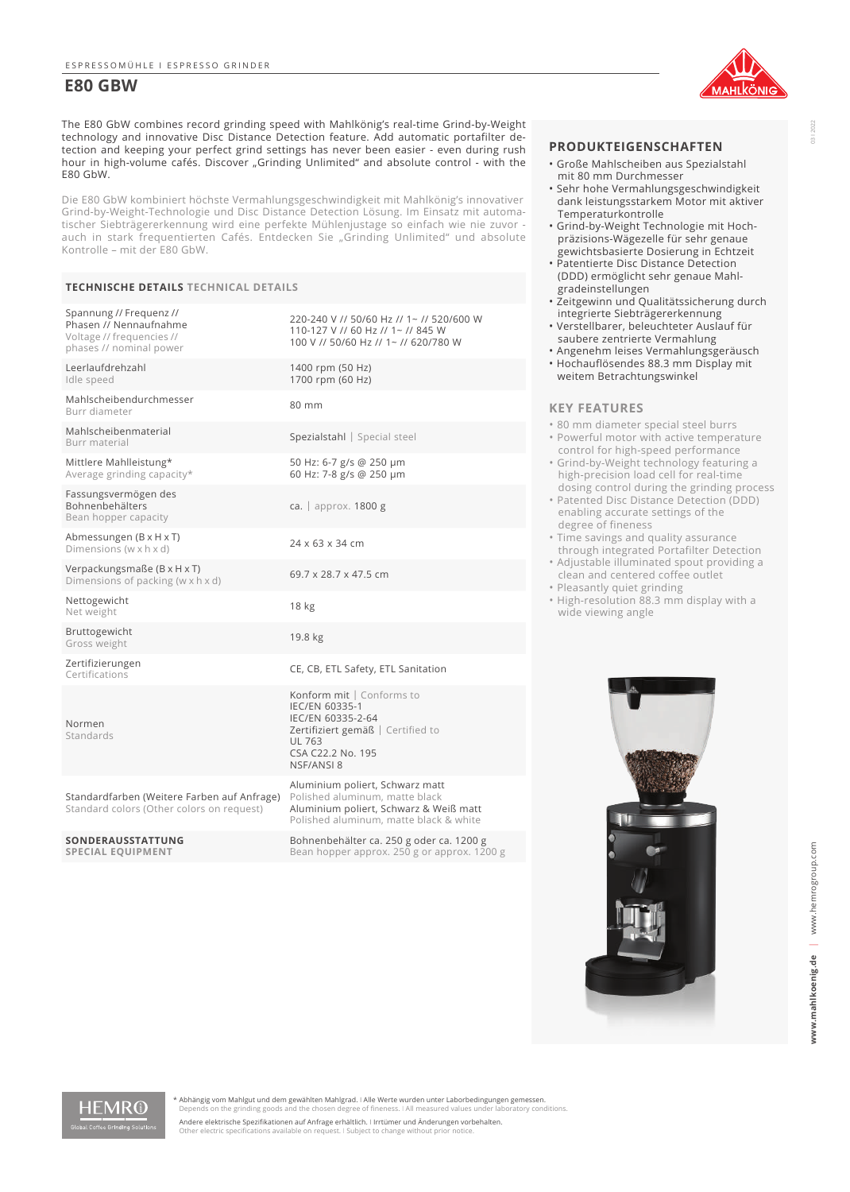ESPRESSOMÜHLE I ESPRESSO GRINDER

# E80 GBW

The E80 GbW combines record grinding speed with Mahlkönig's real-time Grind-by-Weight technology and innovative Disc Distance Detection feature. Add automatic portafilter detection and keeping your perfect grind settings has never been easier - even during rush hour in high-volume cafés. Discover „Grinding Unlimited" and absolute control - with the E80 GbW.

Die E80 GbW kombiniert höchste Vermahlungsgeschwindigkeit mit Mahlkönig's innovativer Grind-by-Weight-Technologie und Disc Distance Detection Lösung. Im Einsatz mit automatischer Siebträgererkennung wird eine perfekte Mühlenjustage so einfach wie nie zuvor - auch in stark frequentierten Cafés. Entdecken Sie „Grinding Unlimited" und absolute Kontrolle – mit der E80 GbW.

## TECHNISCHE DETAILS TECHNICAL DETAILS

| | |
|---|---|
| Spannung // Frequenz // Phasen // Nennaufnahme<br>Voltage // frequencies // phases // nominal power | 220-240 V // 50/60 Hz // 1~ // 520/600 W<br>110-127 V // 60 Hz // 1~ // 845 W<br>100 V // 50/60 Hz // 1~ // 620/780 W |
| Leerlaufdrehzahl<br>Idle speed | 1400 rpm (50 Hz)<br>1700 rpm (60 Hz) |
| Mahlscheibendurchmesser<br>Burr diameter | 80 mm |
| Mahlscheibenmaterial<br>Burr material | Spezialstahl \| Special steel |
| Mittlere Mahlleistung*<br>Average grinding capacity* | 50 Hz: 6-7 g/s @ 250 µm<br>60 Hz: 7-8 g/s @ 250 µm |
| Fassungsvermögen des Bohnenbehälters<br>Bean hopper capacity | ca. \| approx. 1800 g |
| Abmessungen (B x H x T)<br>Dimensions (w x h x d) | 24 x 63 x 34 cm |
| Verpackungsmaße (B x H x T)<br>Dimensions of packing (w x h x d) | 69.7 x 28.7 x 47.5 cm |
| Nettogewicht<br>Net weight | 18 kg |
| Bruttogewicht<br>Gross weight | 19.8 kg |
| Zertifizierungen<br>Certifications | CE, CB, ETL Safety, ETL Sanitation |
| Normen<br>Standards | Konform mit \| Conforms to<br>IEC/EN 60335-1<br>IEC/EN 60335-2-64<br>Zertifiziert gemäß \| Certified to<br>UL 763<br>CSA C22.2 No. 195<br>NSF/ANSI 8 |
| Standardfarben (Weitere Farben auf Anfrage)<br>Standard colors (Other colors on request) | Aluminium poliert, Schwarz matt<br>Polished aluminum, matte black<br>Aluminium poliert, Schwarz & Weiß matt<br>Polished aluminum, matte black & white |
| **SONDERAUSSTATTUNG**<br>**SPECIAL EQUIPMENT** | Bohnenbehälter ca. 250 g oder ca. 1200 g<br>Bean hopper approx. 250 g or approx. 1200 g |

## PRODUKTEIGENSCHAFTEN

- Große Mahlscheiben aus Spezialstahl mit 80 mm Durchmesser
- Sehr hohe Vermahlungsgeschwindigkeit dank leistungsstarkem Motor mit aktiver Temperaturkontrolle
- Grind-by-Weight Technologie mit Hochpräzisions-Wägezelle für sehr genaue gewichtsbasierte Dosierung in Echtzeit
- Patentierte Disc Distance Detection (DDD) ermöglicht sehr genaue Mahlgradeinstellungen
- Zeitgewinn und Qualitätssicherung durch integrierte Siebträgererkennung
- Verstellbarer, beleuchteter Auslauf für saubere zentrierte Vermahlung
- Angenehm leises Vermahlungsgeräusch
- Hochauflösendes 88.3 mm Display mit weitem Betrachtungswinkel

## KEY FEATURES

- 80 mm diameter special steel burrs
- Powerful motor with active temperature control for high-speed performance
- Grind-by-Weight technology featuring a high-precision load cell for real-time dosing control during the grinding process
- Patented Disc Distance Detection (DDD) enabling accurate settings of the degree of fineness
- Time savings and quality assurance through integrated Portafilter Detection
- Adjustable illuminated spout providing a clean and centered coffee outlet
- Pleasantly quiet grinding
- High-resolution 88.3 mm display with a wide viewing angle

www.mahlkoenig.de | www.hemrogroup.com

\* Abhängig vom Mahlgut und dem gewählten Mahlgrad. I Alle Werte wurden unter Laborbedingungen gemessen.
Depends on the grinding goods and the chosen degree of fineness. I All measured values under laboratory conditions.

Andere elektrische Spezifikationen auf Anfrage erhältlich. I Irrtümer und Änderungen vorbehalten.
Other electric specifications available on request. I Subject to change without prior notice.